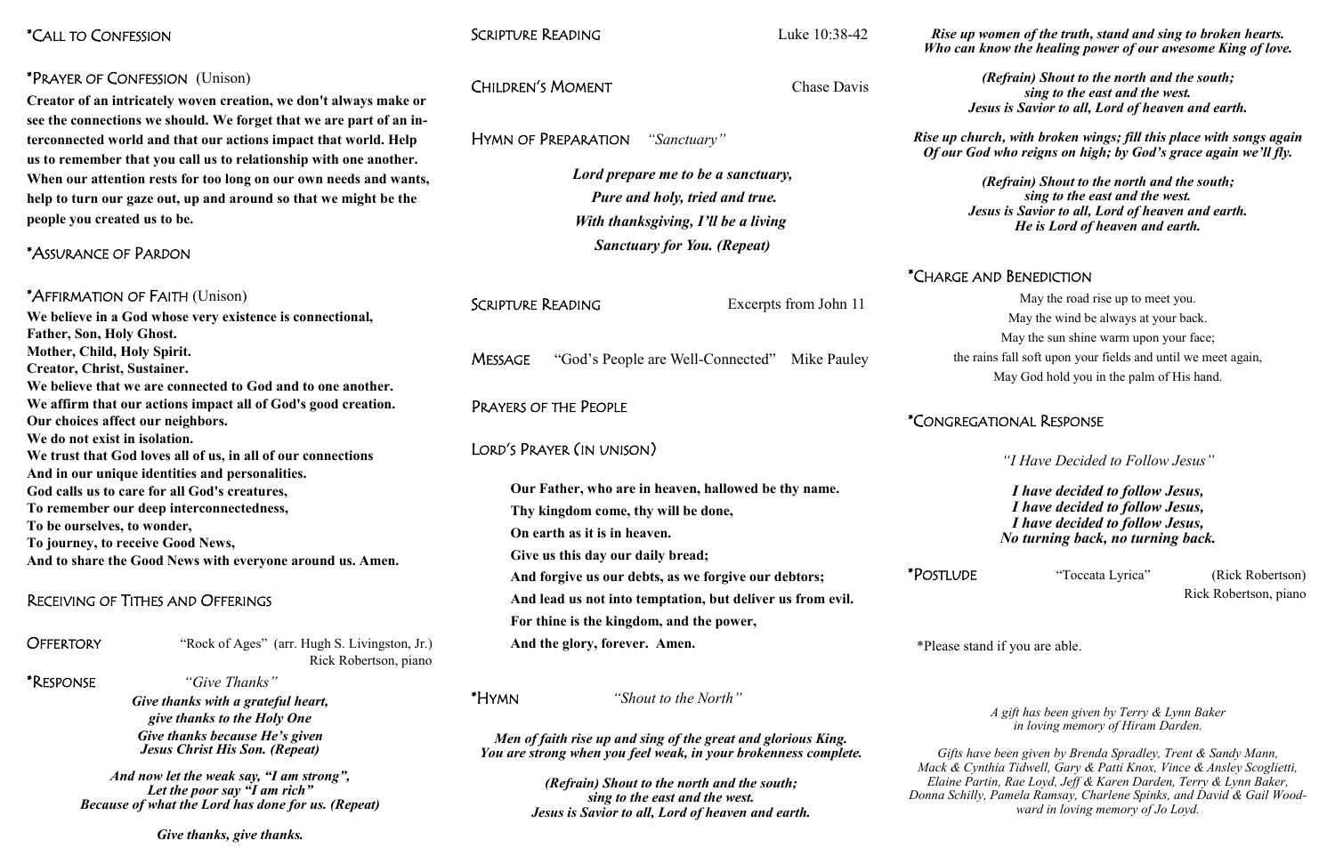## \*Call to Confession

## \*Prayer of Confession (Unison)

**Creator of an intricately woven creation, we don't always make or see the connections we should. We forget that we are part of an interconnected world and that our actions impact that world. Help us to remember that you call us to relationship with one another. When our attention rests for too long on our own needs and wants, help to turn our gaze out, up and around so that we might be the people you created us to be.**

## \*Assurance of Pardon

## \*Affirmation of Faith (Unison)

**We believe in a God whose very existence is connectional,**
**Father, Son, Holy Ghost.**
**Mother, Child, Holy Spirit.**
**Creator, Christ, Sustainer.**
**We believe that we are connected to God and to one another.**
**We affirm that our actions impact all of God's good creation.**
**Our choices affect our neighbors.**
**We do not exist in isolation.**
**We trust that God loves all of us, in all of our connections**
**And in our unique identities and personalities.**
**God calls us to care for all God's creatures,**
**To remember our deep interconnectedness,**
**To be ourselves, to wonder,**
**To journey, to receive Good News,**
**And to share the Good News with everyone around us. Amen.**

## Receiving of Tithes and Offerings

**Offertory** — "Rock of Ages" (arr. Hugh S. Livingston, Jr.)
Rick Robertson, piano

**\*Response** — *"Give Thanks"*

***Give thanks with a grateful heart,***
***give thanks to the Holy One***
***Give thanks because He's given***
***Jesus Christ His Son. (Repeat)***

***And now let the weak say, "I am strong",***
***Let the poor say "I am rich"***
***Because of what the Lord has done for us. (Repeat)***

***Give thanks, give thanks.***

## Scripture Reading — Luke 10:38-42

## Children's Moment — Chase Davis

## Hymn of Preparation *"Sanctuary"*

***Lord prepare me to be a sanctuary,***
***Pure and holy, tried and true.***
***With thanksgiving, I'll be a living***
***Sanctuary for You. (Repeat)***

## Scripture Reading — Excerpts from John 11

## Message — "God's People are Well-Connected" Mike Pauley

## Prayers of the People

## Lord's Prayer (in unison)

**Our Father, who are in heaven, hallowed be thy name.**
**Thy kingdom come, thy will be done,**
**On earth as it is in heaven.**
**Give us this day our daily bread;**
**And forgive us our debts, as we forgive our debtors;**
**And lead us not into temptation, but deliver us from evil.**
**For thine is the kingdom, and the power,**
**And the glory, forever. Amen.**

## \*Hymn *"Shout to the North"*

***Men of faith rise up and sing of the great and glorious King.***
***You are strong when you feel weak, in your brokenness complete.***

***(Refrain) Shout to the north and the south;***
***sing to the east and the west.***
***Jesus is Savior to all, Lord of heaven and earth.***

***Rise up women of the truth, stand and sing to broken hearts.***
***Who can know the healing power of our awesome King of love.***

***(Refrain) Shout to the north and the south;***
***sing to the east and the west.***
***Jesus is Savior to all, Lord of heaven and earth.***

***Rise up church, with broken wings; fill this place with songs again***
***Of our God who reigns on high; by God's grace again we'll fly.***

***(Refrain) Shout to the north and the south;***
***sing to the east and the west.***
***Jesus is Savior to all, Lord of heaven and earth.***
***He is Lord of heaven and earth.***

## \*Charge and Benediction

May the road rise up to meet you.
May the wind be always at your back.
May the sun shine warm upon your face;
the rains fall soft upon your fields and until we meet again,
May God hold you in the palm of His hand.

## \*Congregational Response

*"I Have Decided to Follow Jesus"*

***I have decided to follow Jesus,***
***I have decided to follow Jesus,***
***I have decided to follow Jesus,***
***No turning back, no turning back.***

## \*Postlude — "Toccata Lyrica" (Rick Robertson)

Rick Robertson, piano

\*Please stand if you are able.

*A gift has been given by Terry & Lynn Baker in loving memory of Hiram Darden.*

*Gifts have been given by Brenda Spradley, Trent & Sandy Mann, Mack & Cynthia Tidwell, Gary & Patti Knox, Vince & Ansley Scoglietti, Elaine Partin, Rae Loyd, Jeff & Karen Darden, Terry & Lynn Baker, Donna Schilly, Pamela Ramsay, Charlene Spinks, and David & Gail Woodward in loving memory of Jo Loyd.*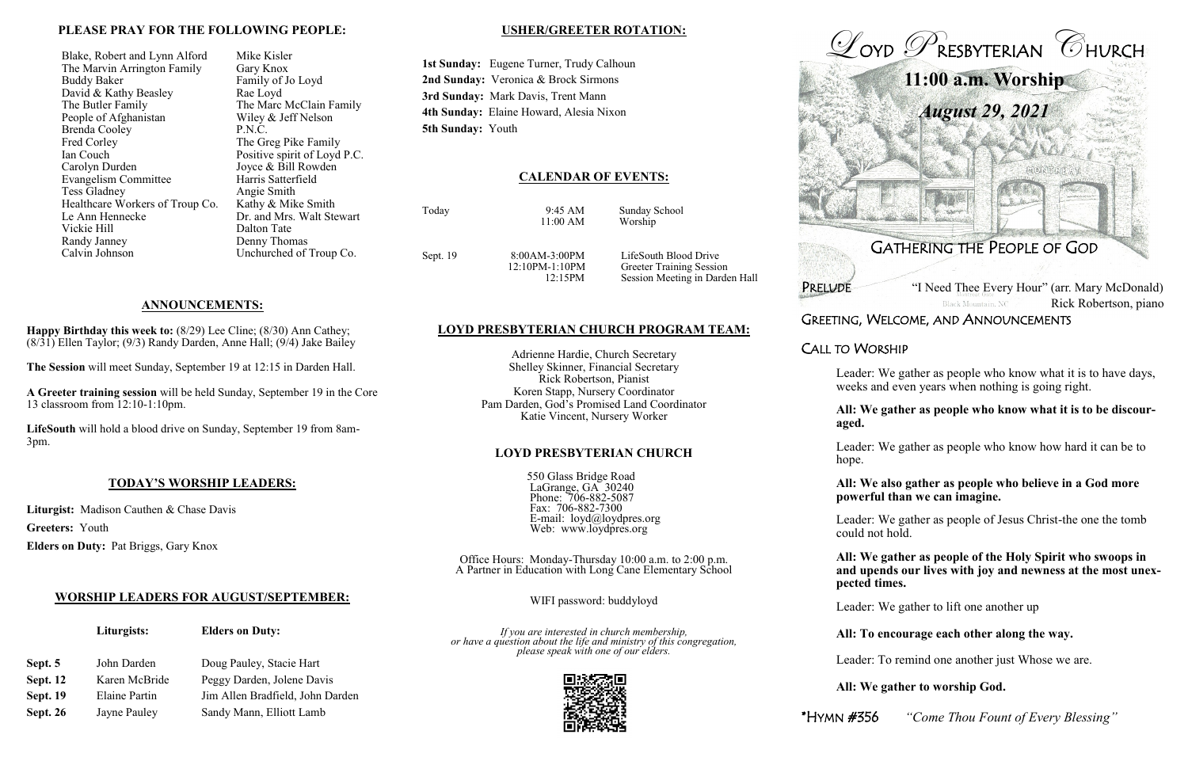## PLEASE PRAY FOR THE FOLLOWING PEOPLE:

| | |
|---|---|
| Blake, Robert and Lynn Alford | Mike Kisler |
| The Marvin Arrington Family | Gary Knox |
| Buddy Baker | Family of Jo Loyd |
| David & Kathy Beasley | Rae Loyd |
| The Butler Family | The Marc McClain Family |
| People of Afghanistan | Wiley & Jeff Nelson |
| Brenda Cooley | P.N.C. |
| Fred Corley | The Greg Pike Family |
| Ian Couch | Positive spirit of Loyd P.C. |
| Carolyn Durden | Joyce & Bill Rowden |
| Evangelism Committee | Harris Satterfield |
| Tess Gladney | Angie Smith |
| Healthcare Workers of Troup Co. | Kathy & Mike Smith |
| Le Ann Hennecke | Dr. and Mrs. Walt Stewart |
| Vickie Hill | Dalton Tate |
| Randy Janney | Denny Thomas |
| Calvin Johnson | Unchurched of Troup Co. |

## ANNOUNCEMENTS:

**Happy Birthday this week to:** (8/29) Lee Cline; (8/30) Ann Cathey; (8/31) Ellen Taylor; (9/3) Randy Darden, Anne Hall; (9/4) Jake Bailey

**The Session** will meet Sunday, September 19 at 12:15 in Darden Hall.

**A Greeter training session** will be held Sunday, September 19 in the Core 13 classroom from 12:10-1:10pm.

**LifeSouth** will hold a blood drive on Sunday, September 19 from 8am-3pm.

## TODAY'S WORSHIP LEADERS:

**Liturgist:** Madison Cauthen & Chase Davis

**Greeters:** Youth

**Elders on Duty:** Pat Briggs, Gary Knox

## WORSHIP LEADERS FOR AUGUST/SEPTEMBER:

| | Liturgists: | Elders on Duty: |
|---|---|---|
| **Sept. 5** | John Darden | Doug Pauley, Stacie Hart |
| **Sept. 12** | Karen McBride | Peggy Darden, Jolene Davis |
| **Sept. 19** | Elaine Partin | Jim Allen Bradfield, John Darden |
| **Sept. 26** | Jayne Pauley | Sandy Mann, Elliott Lamb |

## USHER/GREETER ROTATION:

**1st Sunday:** Eugene Turner, Trudy Calhoun
**2nd Sunday:** Veronica & Brock Sirmons
**3rd Sunday:** Mark Davis, Trent Mann
**4th Sunday:** Elaine Howard, Alesia Nixon
**5th Sunday:** Youth

## CALENDAR OF EVENTS:

| | | |
|---|---|---|
| Today | 9:45 AM | Sunday School |
| | 11:00 AM | Worship |
| Sept. 19 | 8:00AM-3:00PM | LifeSouth Blood Drive |
| | 12:10PM-1:10PM | Greeter Training Session |
| | 12:15PM | Session Meeting in Darden Hall |

## LOYD PRESBYTERIAN CHURCH PROGRAM TEAM:

Adrienne Hardie, Church Secretary
Shelley Skinner, Financial Secretary
Rick Robertson, Pianist
Koren Stapp, Nursery Coordinator
Pam Darden, God's Promised Land Coordinator
Katie Vincent, Nursery Worker

## LOYD PRESBYTERIAN CHURCH

550 Glass Bridge Road
LaGrange, GA 30240
Phone: 706-882-5087
Fax: 706-882-7300
E-mail: loyd@loydpres.org
Web: www.loydpres.org

Office Hours: Monday-Thursday 10:00 a.m. to 2:00 p.m.
A Partner in Education with Long Cane Elementary School

WIFI password: buddyloyd

*If you are interested in church membership, or have a question about the life and ministry of this congregation, please speak with one of our elders.*

# LOYD PRESBYTERIAN CHURCH

## 11:00 a.m. Worship

## *August 29, 2021*

## GATHERING THE PEOPLE OF GOD

PRELUDE "I Need Thee Every Hour" (arr. Mary McDonald) Rick Robertson, piano

GREETING, WELCOME, AND ANNOUNCEMENTS

CALL TO WORSHIP

Leader: We gather as people who know what it is to have days, weeks and even years when nothing is going right.

**All: We gather as people who know what it is to be discouraged.**

Leader: We gather as people who know how hard it can be to hope.

**All: We also gather as people who believe in a God more powerful than we can imagine.**

Leader: We gather as people of Jesus Christ-the one the tomb could not hold.

**All: We gather as people of the Holy Spirit who swoops in and upends our lives with joy and newness at the most unexpected times.**

Leader: We gather to lift one another up

**All: To encourage each other along the way.**

Leader: To remind one another just Whose we are.

**All: We gather to worship God.**

*HYMN #356 *"Come Thou Fount of Every Blessing"*